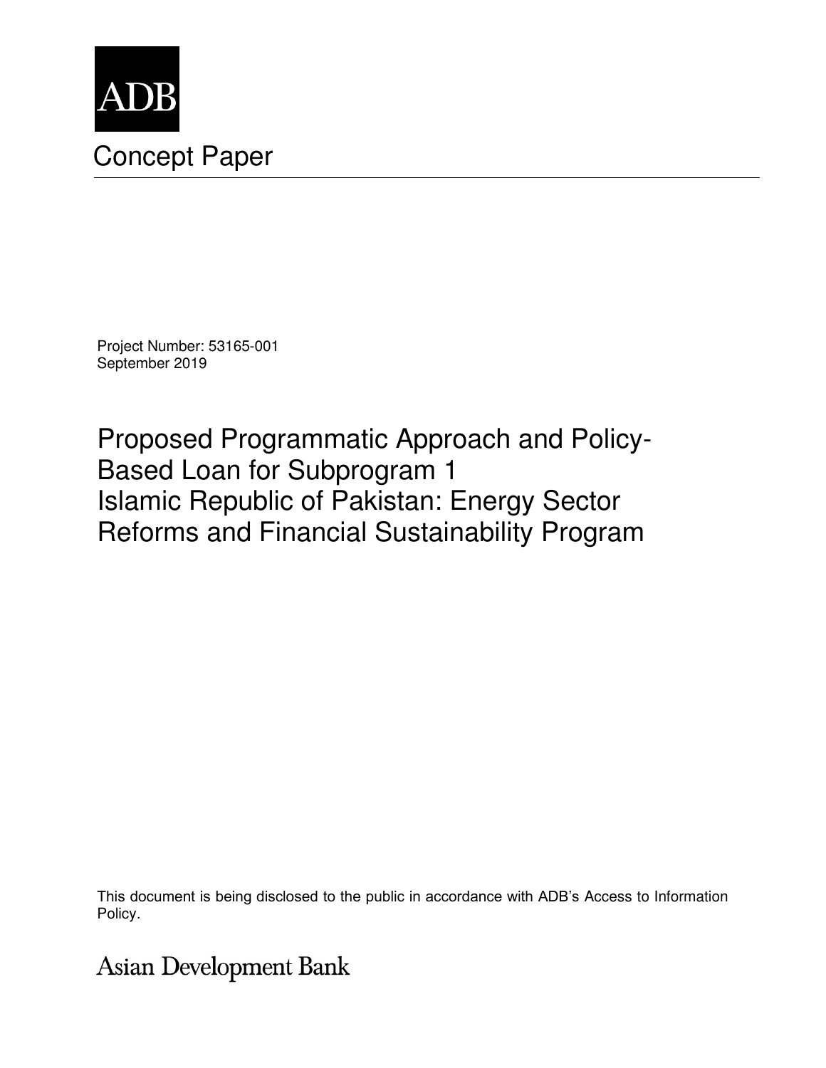ADB

# Concept Paper

Project Number: 53165-001
September 2019

## Proposed Programmatic Approach and Policy-Based Loan for Subprogram 1 Islamic Republic of Pakistan: Energy Sector Reforms and Financial Sustainability Program

This document is being disclosed to the public in accordance with ADB's Access to Information Policy.

Asian Development Bank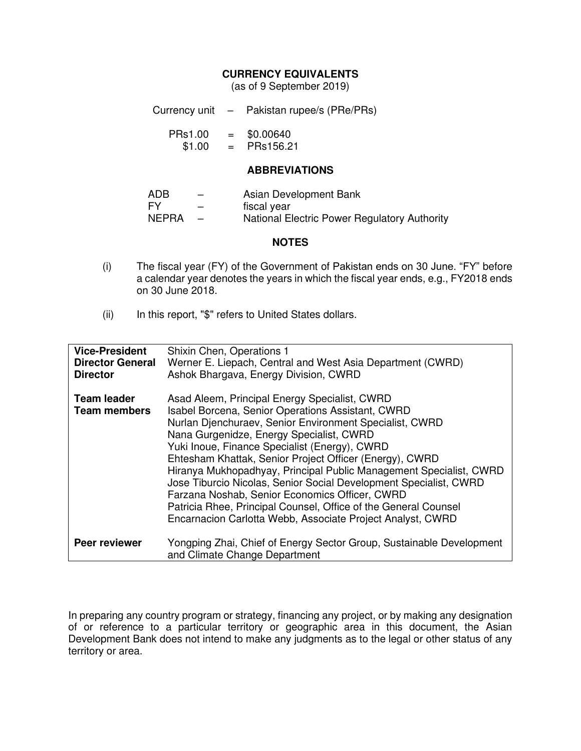## CURRENCY EQUIVALENTS

(as of 9 September 2019)

| | | |
|---|---|---|
| Currency unit | – | Pakistan rupee/s (PRe/PRs) |
| PRs1.00 | = | $0.00640 |
| $1.00 | = | PRs156.21 |

## ABBREVIATIONS

| | | |
|---|---|---|
| ADB | – | Asian Development Bank |
| FY | – | fiscal year |
| NEPRA | – | National Electric Power Regulatory Authority |

## NOTES

(i) The fiscal year (FY) of the Government of Pakistan ends on 30 June. "FY" before a calendar year denotes the years in which the fiscal year ends, e.g., FY2018 ends on 30 June 2018.

(ii) In this report, "$" refers to United States dollars.

| | |
|---|---|
| **Vice-President** | Shixin Chen, Operations 1 |
| **Director General** | Werner E. Liepach, Central and West Asia Department (CWRD) |
| **Director** | Ashok Bhargava, Energy Division, CWRD |
| **Team leader** | Asad Aleem, Principal Energy Specialist, CWRD |
| **Team members** | Isabel Borcena, Senior Operations Assistant, CWRD<br>Nurlan Djenchuraev, Senior Environment Specialist, CWRD<br>Nana Gurgenidze, Energy Specialist, CWRD<br>Yuki Inoue, Finance Specialist (Energy), CWRD<br>Ehtesham Khattak, Senior Project Officer (Energy), CWRD<br>Hiranya Mukhopadhyay, Principal Public Management Specialist, CWRD<br>Jose Tiburcio Nicolas, Senior Social Development Specialist, CWRD<br>Farzana Noshab, Senior Economics Officer, CWRD<br>Patricia Rhee, Principal Counsel, Office of the General Counsel<br>Encarnacion Carlotta Webb, Associate Project Analyst, CWRD |
| **Peer reviewer** | Yongping Zhai, Chief of Energy Sector Group, Sustainable Development and Climate Change Department |

In preparing any country program or strategy, financing any project, or by making any designation of or reference to a particular territory or geographic area in this document, the Asian Development Bank does not intend to make any judgments as to the legal or other status of any territory or area.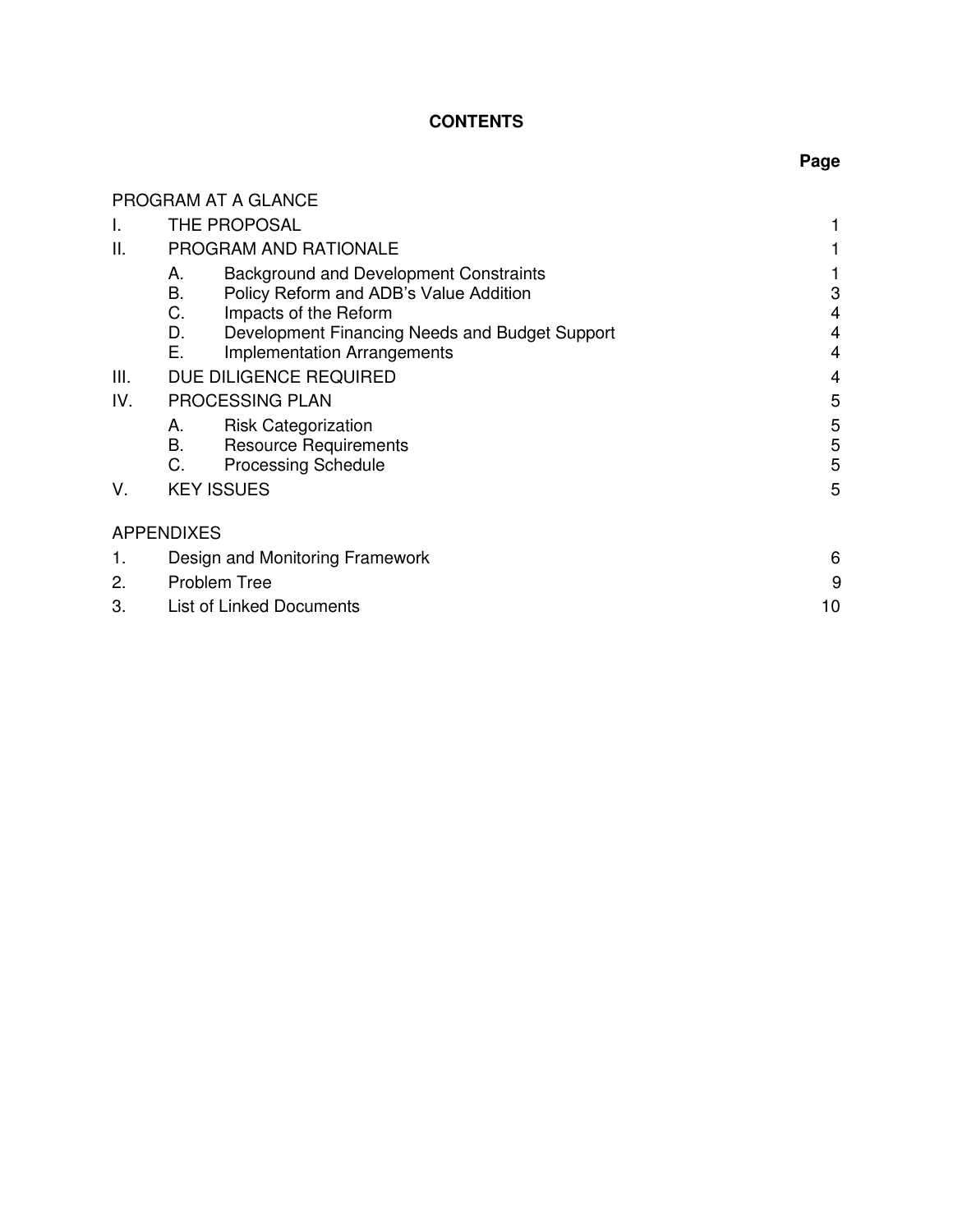# CONTENTS

| | | | Page |
|---|---|---|---|
| PROGRAM AT A GLANCE | | | |
| I. | THE PROPOSAL | | 1 |
| II. | PROGRAM AND RATIONALE | | 1 |
| | A. | Background and Development Constraints | 1 |
| | B. | Policy Reform and ADB's Value Addition | 3 |
| | C. | Impacts of the Reform | 4 |
| | D. | Development Financing Needs and Budget Support | 4 |
| | E. | Implementation Arrangements | 4 |
| III. | DUE DILIGENCE REQUIRED | | 4 |
| IV. | PROCESSING PLAN | | 5 |
| | A. | Risk Categorization | 5 |
| | B. | Resource Requirements | 5 |
| | C. | Processing Schedule | 5 |
| V. | KEY ISSUES | | 5 |
| APPENDIXES | | | |
| 1. | Design and Monitoring Framework | | 6 |
| 2. | Problem Tree | | 9 |
| 3. | List of Linked Documents | | 10 |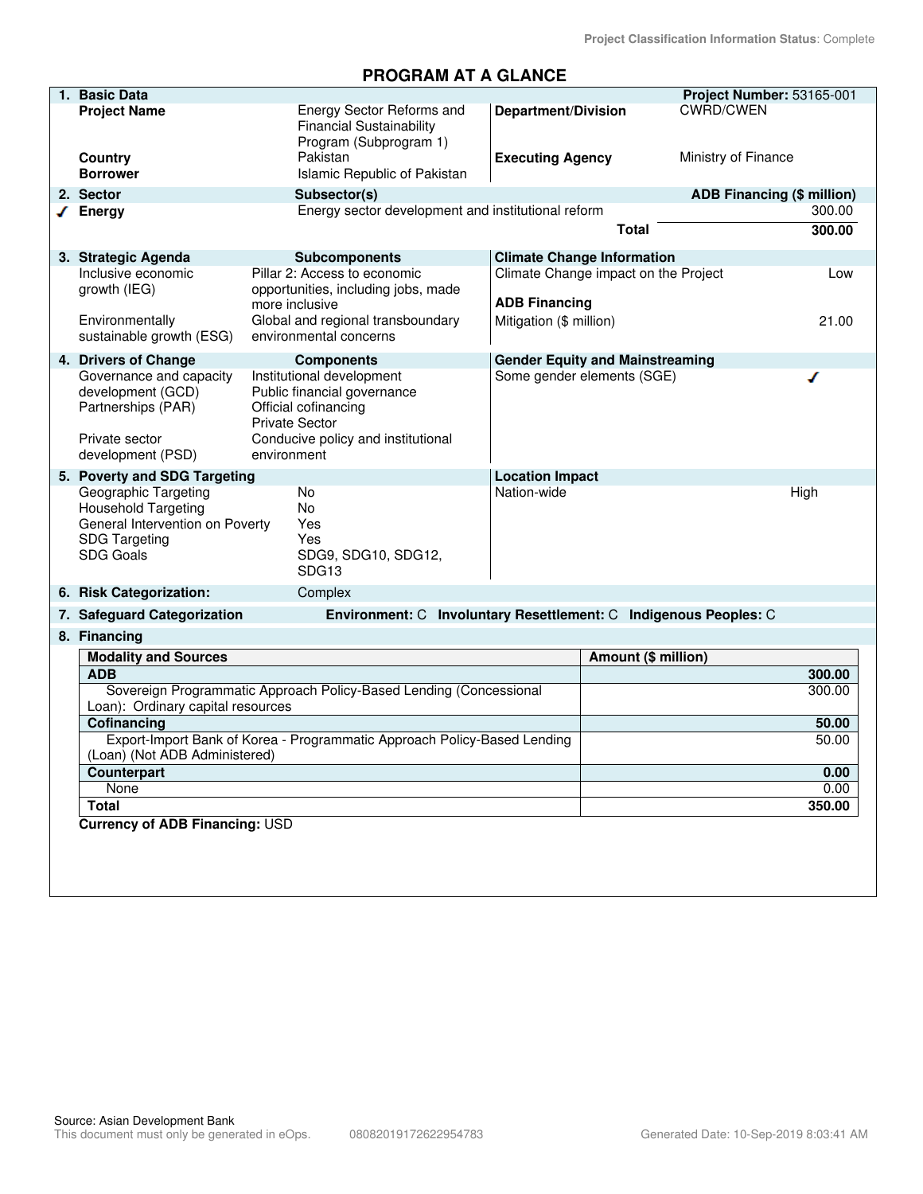Project Classification Information Status: Complete

# PROGRAM AT A GLANCE

| **1. Basic Data** | | | **Project Number:** 53165-001 |
|---|---|---|---|
| **Project Name** | Energy Sector Reforms and Financial Sustainability Program (Subprogram 1) | **Department/Division** | CWRD/CWEN |
| **Country** | Pakistan | **Executing Agency** | Ministry of Finance |
| **Borrower** | Islamic Republic of Pakistan | | |

| **2. Sector** | **Subsector(s)** | **ADB Financing ($ million)** |
|---|---|---|
| ✓ **Energy** | Energy sector development and institutional reform | 300.00 |
| | **Total** | **300.00** |

| **3. Strategic Agenda** | **Subcomponents** | **Climate Change Information** | |
|---|---|---|---|
| Inclusive economic growth (IEG) | Pillar 2: Access to economic opportunities, including jobs, made more inclusive | Climate Change impact on the Project | Low |
| | | **ADB Financing** | |
| Environmentally sustainable growth (ESG) | Global and regional transboundary environmental concerns | Mitigation ($ million) | 21.00 |

| **4. Drivers of Change** | **Components** | **Gender Equity and Mainstreaming** | |
|---|---|---|---|
| Governance and capacity development (GCD) | Institutional development<br>Public financial governance | Some gender elements (SGE) | ✓ |
| Partnerships (PAR) | Official cofinancing<br>Private Sector | | |
| Private sector development (PSD) | Conducive policy and institutional environment | | |

| **5. Poverty and SDG Targeting** | | **Location Impact** | |
|---|---|---|---|
| Geographic Targeting | No | Nation-wide | High |
| Household Targeting | No | | |
| General Intervention on Poverty | Yes | | |
| SDG Targeting | Yes | | |
| SDG Goals | SDG9, SDG10, SDG12, SDG13 | | |

**6. Risk Categorization:** Complex

**7. Safeguard Categorization** **Environment:** C **Involuntary Resettlement:** C **Indigenous Peoples:** C

**8. Financing**

| **Modality and Sources** | **Amount ($ million)** |
|---|---|
| **ADB** | **300.00** |
| Sovereign Programmatic Approach Policy-Based Lending (Concessional Loan): Ordinary capital resources | 300.00 |
| **Cofinancing** | **50.00** |
| Export-Import Bank of Korea - Programmatic Approach Policy-Based Lending (Loan) (Not ADB Administered) | 50.00 |
| **Counterpart** | **0.00** |
| None | 0.00 |
| **Total** | **350.00** |

**Currency of ADB Financing:** USD

Source: Asian Development Bank
This document must only be generated in eOps. 08082019172622954783 Generated Date: 10-Sep-2019 8:03:41 AM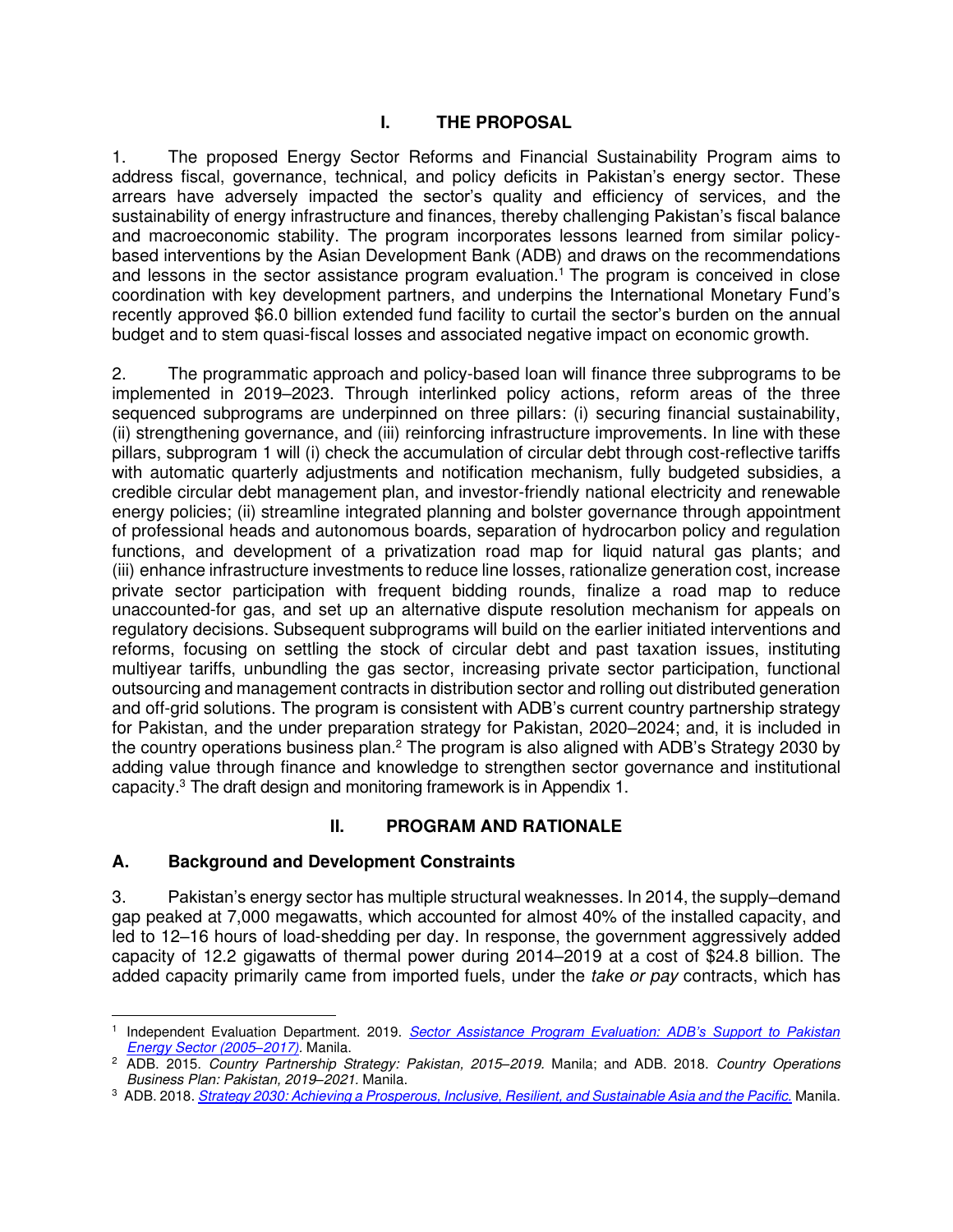# I. THE PROPOSAL

1. The proposed Energy Sector Reforms and Financial Sustainability Program aims to address fiscal, governance, technical, and policy deficits in Pakistan's energy sector. These arrears have adversely impacted the sector's quality and efficiency of services, and the sustainability of energy infrastructure and finances, thereby challenging Pakistan's fiscal balance and macroeconomic stability. The program incorporates lessons learned from similar policy-based interventions by the Asian Development Bank (ADB) and draws on the recommendations and lessons in the sector assistance program evaluation.[1] The program is conceived in close coordination with key development partners, and underpins the International Monetary Fund's recently approved $6.0 billion extended fund facility to curtail the sector's burden on the annual budget and to stem quasi-fiscal losses and associated negative impact on economic growth.

2. The programmatic approach and policy-based loan will finance three subprograms to be implemented in 2019–2023. Through interlinked policy actions, reform areas of the three sequenced subprograms are underpinned on three pillars: (i) securing financial sustainability, (ii) strengthening governance, and (iii) reinforcing infrastructure improvements. In line with these pillars, subprogram 1 will (i) check the accumulation of circular debt through cost-reflective tariffs with automatic quarterly adjustments and notification mechanism, fully budgeted subsidies, a credible circular debt management plan, and investor-friendly national electricity and renewable energy policies; (ii) streamline integrated planning and bolster governance through appointment of professional heads and autonomous boards, separation of hydrocarbon policy and regulation functions, and development of a privatization road map for liquid natural gas plants; and (iii) enhance infrastructure investments to reduce line losses, rationalize generation cost, increase private sector participation with frequent bidding rounds, finalize a road map to reduce unaccounted-for gas, and set up an alternative dispute resolution mechanism for appeals on regulatory decisions. Subsequent subprograms will build on the earlier initiated interventions and reforms, focusing on settling the stock of circular debt and past taxation issues, instituting multiyear tariffs, unbundling the gas sector, increasing private sector participation, functional outsourcing and management contracts in distribution sector and rolling out distributed generation and off-grid solutions. The program is consistent with ADB's current country partnership strategy for Pakistan, and the under preparation strategy for Pakistan, 2020–2024; and, it is included in the country operations business plan.[2] The program is also aligned with ADB's Strategy 2030 by adding value through finance and knowledge to strengthen sector governance and institutional capacity.[3] The draft design and monitoring framework is in Appendix 1.

# II. PROGRAM AND RATIONALE

## A. Background and Development Constraints

3. Pakistan's energy sector has multiple structural weaknesses. In 2014, the supply–demand gap peaked at 7,000 megawatts, which accounted for almost 40% of the installed capacity, and led to 12–16 hours of load-shedding per day. In response, the government aggressively added capacity of 12.2 gigawatts of thermal power during 2014–2019 at a cost of $24.8 billion. The added capacity primarily came from imported fuels, under the *take or pay* contracts, which has

---

[1] Independent Evaluation Department. 2019. *Sector Assistance Program Evaluation: ADB's Support to Pakistan Energy Sector (2005–2017)*. Manila.

[2] ADB. 2015. *Country Partnership Strategy: Pakistan, 2015–2019*. Manila; and ADB. 2018. *Country Operations Business Plan: Pakistan, 2019–2021*. Manila.

[3] ADB. 2018. *Strategy 2030: Achieving a Prosperous, Inclusive, Resilient, and Sustainable Asia and the Pacific.* Manila.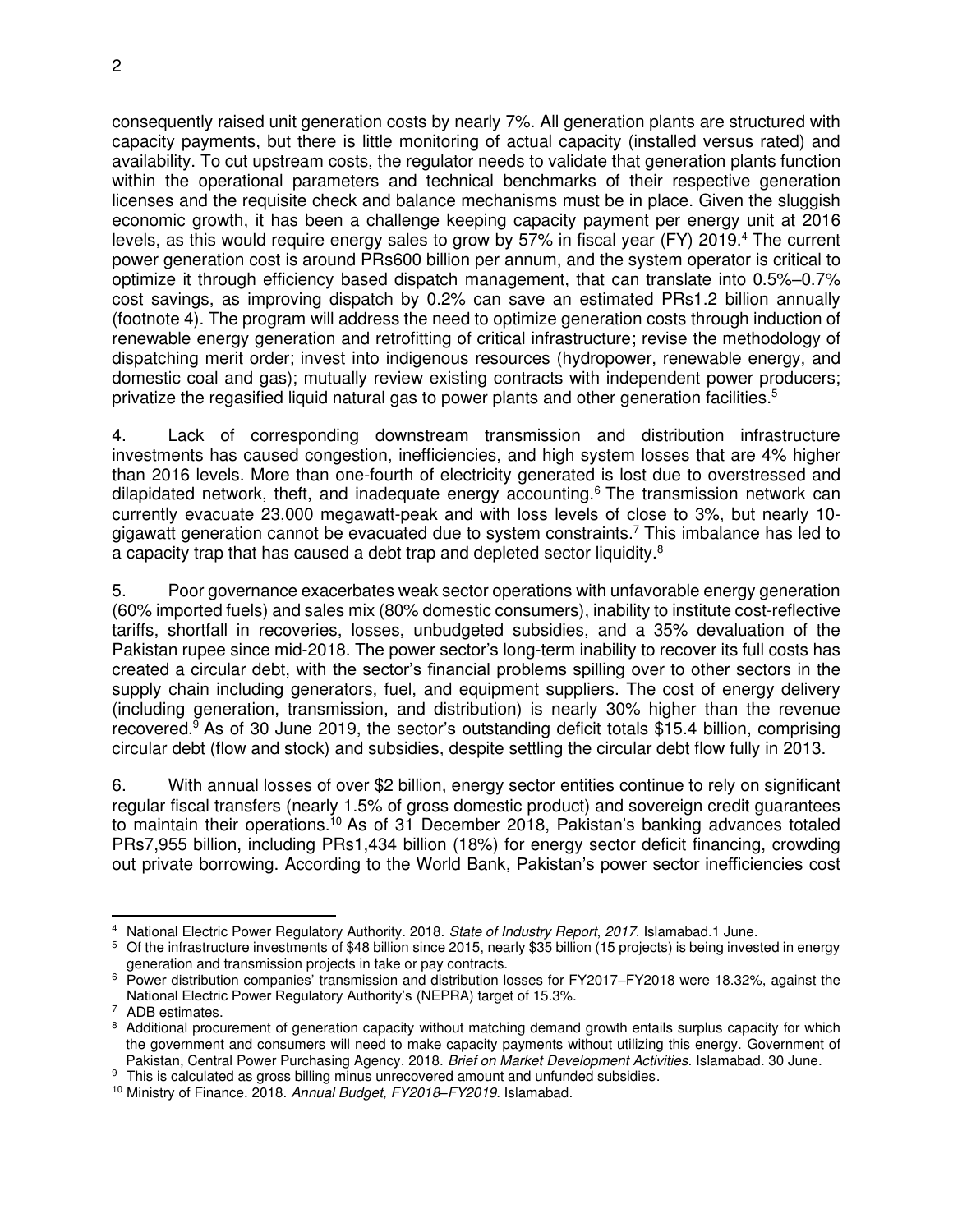consequently raised unit generation costs by nearly 7%. All generation plants are structured with capacity payments, but there is little monitoring of actual capacity (installed versus rated) and availability. To cut upstream costs, the regulator needs to validate that generation plants function within the operational parameters and technical benchmarks of their respective generation licenses and the requisite check and balance mechanisms must be in place. Given the sluggish economic growth, it has been a challenge keeping capacity payment per energy unit at 2016 levels, as this would require energy sales to grow by 57% in fiscal year (FY) 2019.[4] The current power generation cost is around PRs600 billion per annum, and the system operator is critical to optimize it through efficiency based dispatch management, that can translate into 0.5%–0.7% cost savings, as improving dispatch by 0.2% can save an estimated PRs1.2 billion annually (footnote 4). The program will address the need to optimize generation costs through induction of renewable energy generation and retrofitting of critical infrastructure; revise the methodology of dispatching merit order; invest into indigenous resources (hydropower, renewable energy, and domestic coal and gas); mutually review existing contracts with independent power producers; privatize the regasified liquid natural gas to power plants and other generation facilities.[5]

4. Lack of corresponding downstream transmission and distribution infrastructure investments has caused congestion, inefficiencies, and high system losses that are 4% higher than 2016 levels. More than one-fourth of electricity generated is lost due to overstressed and dilapidated network, theft, and inadequate energy accounting.[6] The transmission network can currently evacuate 23,000 megawatt-peak and with loss levels of close to 3%, but nearly 10-gigawatt generation cannot be evacuated due to system constraints.[7] This imbalance has led to a capacity trap that has caused a debt trap and depleted sector liquidity.[8]

5. Poor governance exacerbates weak sector operations with unfavorable energy generation (60% imported fuels) and sales mix (80% domestic consumers), inability to institute cost-reflective tariffs, shortfall in recoveries, losses, unbudgeted subsidies, and a 35% devaluation of the Pakistan rupee since mid-2018. The power sector's long-term inability to recover its full costs has created a circular debt, with the sector's financial problems spilling over to other sectors in the supply chain including generators, fuel, and equipment suppliers. The cost of energy delivery (including generation, transmission, and distribution) is nearly 30% higher than the revenue recovered.[9] As of 30 June 2019, the sector's outstanding deficit totals \$15.4 billion, comprising circular debt (flow and stock) and subsidies, despite settling the circular debt flow fully in 2013.

6. With annual losses of over \$2 billion, energy sector entities continue to rely on significant regular fiscal transfers (nearly 1.5% of gross domestic product) and sovereign credit guarantees to maintain their operations.[10] As of 31 December 2018, Pakistan's banking advances totaled PRs7,955 billion, including PRs1,434 billion (18%) for energy sector deficit financing, crowding out private borrowing. According to the World Bank, Pakistan's power sector inefficiencies cost

---

[4] National Electric Power Regulatory Authority. 2018. *State of Industry Report, 2017*. Islamabad.1 June.

[5] Of the infrastructure investments of \$48 billion since 2015, nearly \$35 billion (15 projects) is being invested in energy generation and transmission projects in take or pay contracts.

[6] Power distribution companies' transmission and distribution losses for FY2017–FY2018 were 18.32%, against the National Electric Power Regulatory Authority's (NEPRA) target of 15.3%.

[7] ADB estimates.

[8] Additional procurement of generation capacity without matching demand growth entails surplus capacity for which the government and consumers will need to make capacity payments without utilizing this energy. Government of Pakistan, Central Power Purchasing Agency. 2018. *Brief on Market Development Activities*. Islamabad. 30 June.

[9] This is calculated as gross billing minus unrecovered amount and unfunded subsidies.

[10] Ministry of Finance. 2018. *Annual Budget, FY2018–FY2019*. Islamabad.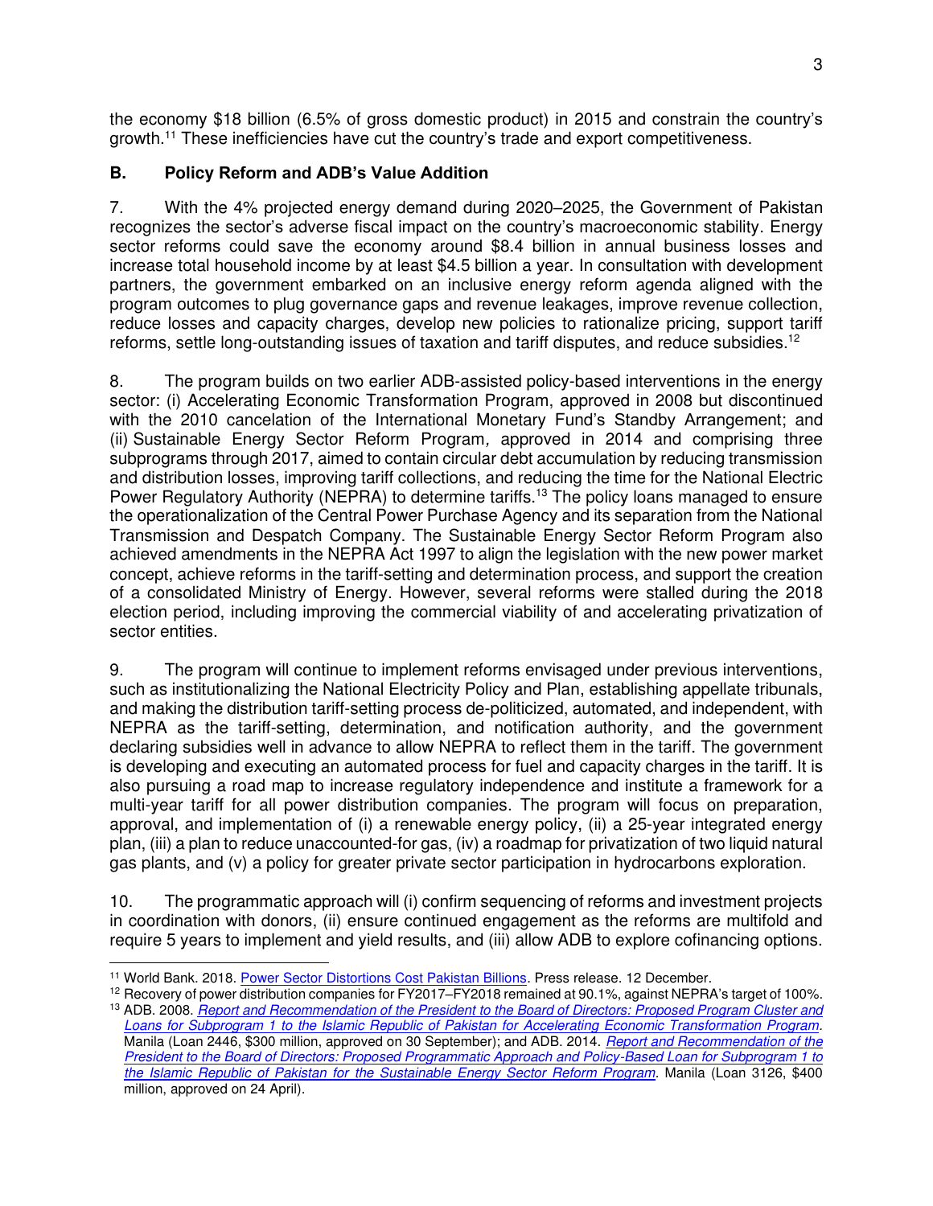the economy $18 billion (6.5% of gross domestic product) in 2015 and constrain the country's growth.[11] These inefficiencies have cut the country's trade and export competitiveness.

## B. Policy Reform and ADB's Value Addition

7. With the 4% projected energy demand during 2020–2025, the Government of Pakistan recognizes the sector's adverse fiscal impact on the country's macroeconomic stability. Energy sector reforms could save the economy around $8.4 billion in annual business losses and increase total household income by at least $4.5 billion a year. In consultation with development partners, the government embarked on an inclusive energy reform agenda aligned with the program outcomes to plug governance gaps and revenue leakages, improve revenue collection, reduce losses and capacity charges, develop new policies to rationalize pricing, support tariff reforms, settle long-outstanding issues of taxation and tariff disputes, and reduce subsidies.[12]

8. The program builds on two earlier ADB-assisted policy-based interventions in the energy sector: (i) Accelerating Economic Transformation Program, approved in 2008 but discontinued with the 2010 cancelation of the International Monetary Fund's Standby Arrangement; and (ii) Sustainable Energy Sector Reform Program, approved in 2014 and comprising three subprograms through 2017, aimed to contain circular debt accumulation by reducing transmission and distribution losses, improving tariff collections, and reducing the time for the National Electric Power Regulatory Authority (NEPRA) to determine tariffs.[13] The policy loans managed to ensure the operationalization of the Central Power Purchase Agency and its separation from the National Transmission and Despatch Company. The Sustainable Energy Sector Reform Program also achieved amendments in the NEPRA Act 1997 to align the legislation with the new power market concept, achieve reforms in the tariff-setting and determination process, and support the creation of a consolidated Ministry of Energy. However, several reforms were stalled during the 2018 election period, including improving the commercial viability of and accelerating privatization of sector entities.

9. The program will continue to implement reforms envisaged under previous interventions, such as institutionalizing the National Electricity Policy and Plan, establishing appellate tribunals, and making the distribution tariff-setting process de-politicized, automated, and independent, with NEPRA as the tariff-setting, determination, and notification authority, and the government declaring subsidies well in advance to allow NEPRA to reflect them in the tariff. The government is developing and executing an automated process for fuel and capacity charges in the tariff. It is also pursuing a road map to increase regulatory independence and institute a framework for a multi-year tariff for all power distribution companies. The program will focus on preparation, approval, and implementation of (i) a renewable energy policy, (ii) a 25-year integrated energy plan, (iii) a plan to reduce unaccounted-for gas, (iv) a roadmap for privatization of two liquid natural gas plants, and (v) a policy for greater private sector participation in hydrocarbons exploration.

10. The programmatic approach will (i) confirm sequencing of reforms and investment projects in coordination with donors, (ii) ensure continued engagement as the reforms are multifold and require 5 years to implement and yield results, and (iii) allow ADB to explore cofinancing options.

---

[11] World Bank. 2018. Power Sector Distortions Cost Pakistan Billions. Press release. 12 December.

[12] Recovery of power distribution companies for FY2017–FY2018 remained at 90.1%, against NEPRA's target of 100%.

[13] ADB. 2008. *Report and Recommendation of the President to the Board of Directors: Proposed Program Cluster and Loans for Subprogram 1 to the Islamic Republic of Pakistan for Accelerating Economic Transformation Program*. Manila (Loan 2446, $300 million, approved on 30 September); and ADB. 2014. *Report and Recommendation of the President to the Board of Directors: Proposed Programmatic Approach and Policy-Based Loan for Subprogram 1 to the Islamic Republic of Pakistan for the Sustainable Energy Sector Reform Program*. Manila (Loan 3126, $400 million, approved on 24 April).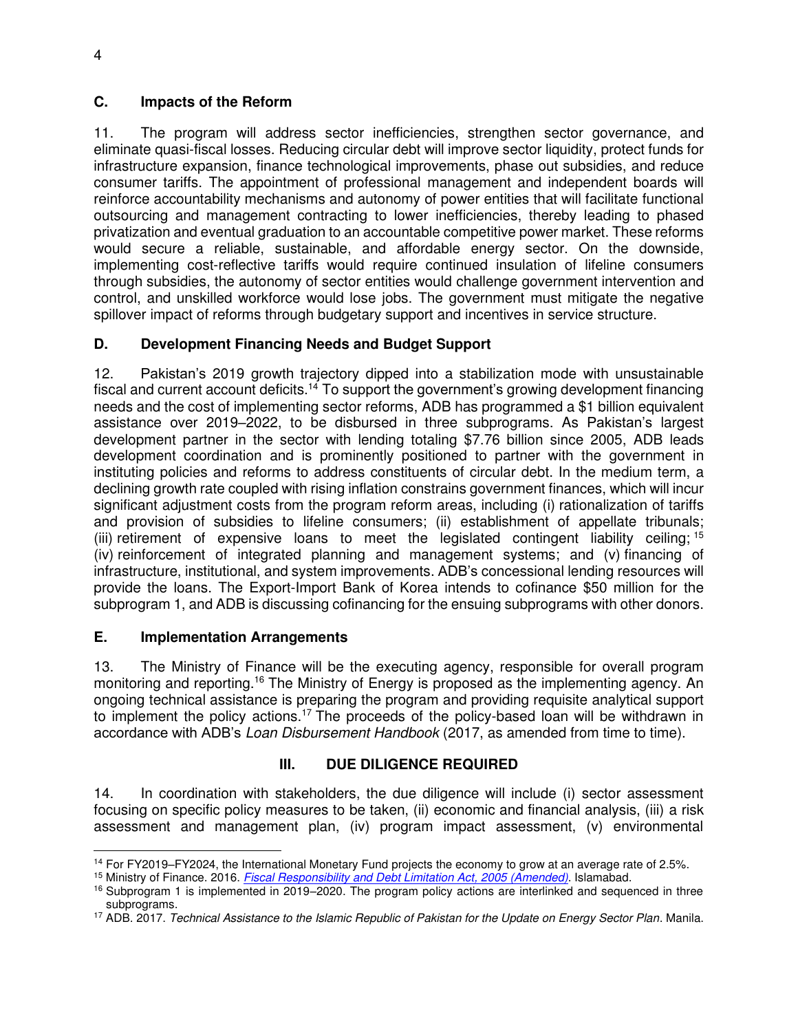## C. Impacts of the Reform

11. The program will address sector inefficiencies, strengthen sector governance, and eliminate quasi-fiscal losses. Reducing circular debt will improve sector liquidity, protect funds for infrastructure expansion, finance technological improvements, phase out subsidies, and reduce consumer tariffs. The appointment of professional management and independent boards will reinforce accountability mechanisms and autonomy of power entities that will facilitate functional outsourcing and management contracting to lower inefficiencies, thereby leading to phased privatization and eventual graduation to an accountable competitive power market. These reforms would secure a reliable, sustainable, and affordable energy sector. On the downside, implementing cost-reflective tariffs would require continued insulation of lifeline consumers through subsidies, the autonomy of sector entities would challenge government intervention and control, and unskilled workforce would lose jobs. The government must mitigate the negative spillover impact of reforms through budgetary support and incentives in service structure.

## D. Development Financing Needs and Budget Support

12. Pakistan's 2019 growth trajectory dipped into a stabilization mode with unsustainable fiscal and current account deficits.[14] To support the government's growing development financing needs and the cost of implementing sector reforms, ADB has programmed a $1 billion equivalent assistance over 2019–2022, to be disbursed in three subprograms. As Pakistan's largest development partner in the sector with lending totaling $7.76 billion since 2005, ADB leads development coordination and is prominently positioned to partner with the government in instituting policies and reforms to address constituents of circular debt. In the medium term, a declining growth rate coupled with rising inflation constrains government finances, which will incur significant adjustment costs from the program reform areas, including (i) rationalization of tariffs and provision of subsidies to lifeline consumers; (ii) establishment of appellate tribunals; (iii) retirement of expensive loans to meet the legislated contingent liability ceiling;[15] (iv) reinforcement of integrated planning and management systems; and (v) financing of infrastructure, institutional, and system improvements. ADB's concessional lending resources will provide the loans. The Export-Import Bank of Korea intends to cofinance $50 million for the subprogram 1, and ADB is discussing cofinancing for the ensuing subprograms with other donors.

## E. Implementation Arrangements

13. The Ministry of Finance will be the executing agency, responsible for overall program monitoring and reporting.[16] The Ministry of Energy is proposed as the implementing agency. An ongoing technical assistance is preparing the program and providing requisite analytical support to implement the policy actions.[17] The proceeds of the policy-based loan will be withdrawn in accordance with ADB's *Loan Disbursement Handbook* (2017, as amended from time to time).

# III. DUE DILIGENCE REQUIRED

14. In coordination with stakeholders, the due diligence will include (i) sector assessment focusing on specific policy measures to be taken, (ii) economic and financial analysis, (iii) a risk assessment and management plan, (iv) program impact assessment, (v) environmental

---

[14] For FY2019–FY2024, the International Monetary Fund projects the economy to grow at an average rate of 2.5%.

[15] Ministry of Finance. 2016. *Fiscal Responsibility and Debt Limitation Act, 2005 (Amended)*. Islamabad.

[16] Subprogram 1 is implemented in 2019–2020. The program policy actions are interlinked and sequenced in three subprograms.

[17] ADB. 2017. *Technical Assistance to the Islamic Republic of Pakistan for the Update on Energy Sector Plan*. Manila.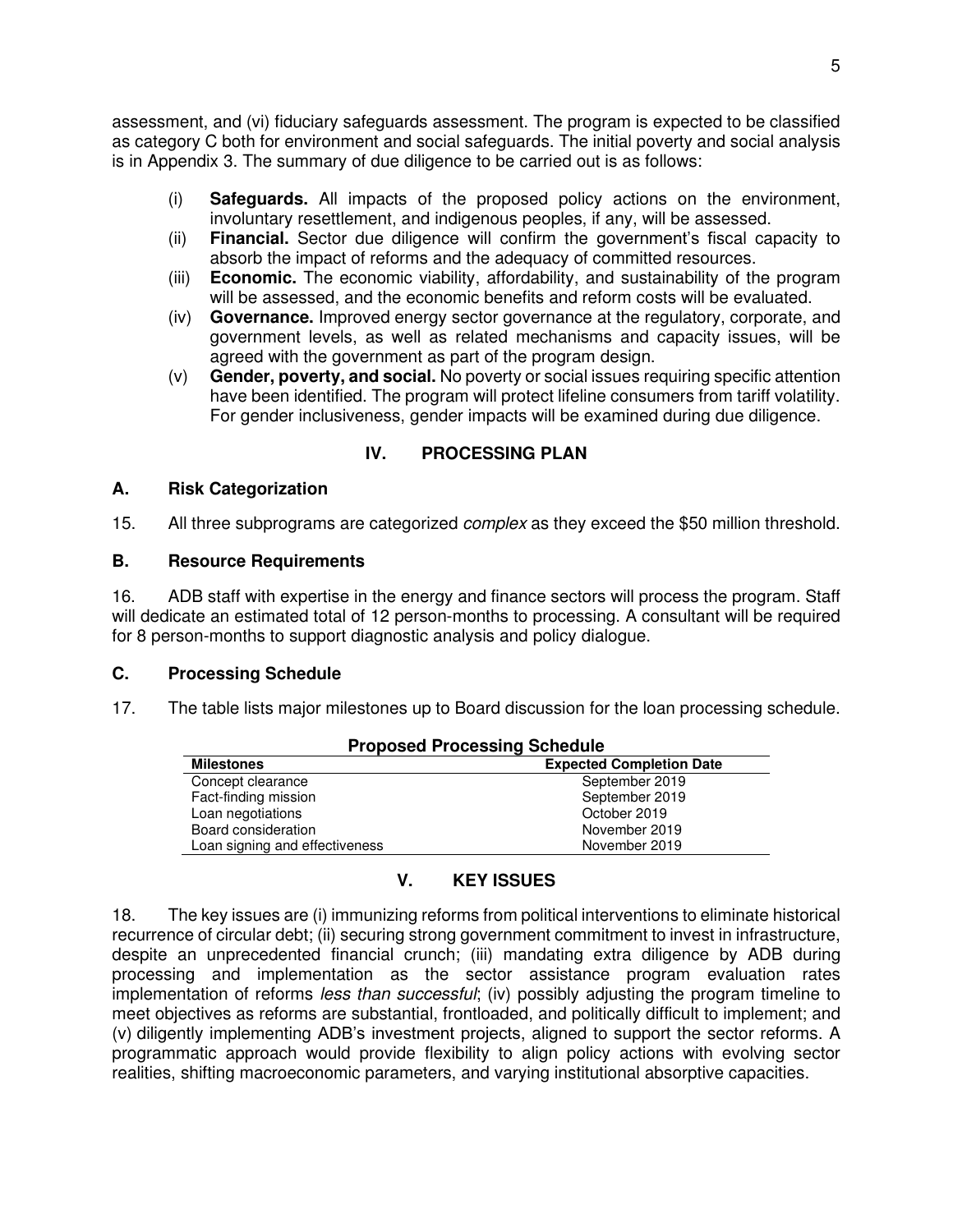assessment, and (vi) fiduciary safeguards assessment. The program is expected to be classified as category C both for environment and social safeguards. The initial poverty and social analysis is in Appendix 3. The summary of due diligence to be carried out is as follows:

(i) **Safeguards.** All impacts of the proposed policy actions on the environment, involuntary resettlement, and indigenous peoples, if any, will be assessed.

(ii) **Financial.** Sector due diligence will confirm the government's fiscal capacity to absorb the impact of reforms and the adequacy of committed resources.

(iii) **Economic.** The economic viability, affordability, and sustainability of the program will be assessed, and the economic benefits and reform costs will be evaluated.

(iv) **Governance.** Improved energy sector governance at the regulatory, corporate, and government levels, as well as related mechanisms and capacity issues, will be agreed with the government as part of the program design.

(v) **Gender, poverty, and social.** No poverty or social issues requiring specific attention have been identified. The program will protect lifeline consumers from tariff volatility. For gender inclusiveness, gender impacts will be examined during due diligence.

## IV. PROCESSING PLAN

### A. Risk Categorization

15. All three subprograms are categorized *complex* as they exceed the $50 million threshold.

### B. Resource Requirements

16. ADB staff with expertise in the energy and finance sectors will process the program. Staff will dedicate an estimated total of 12 person-months to processing. A consultant will be required for 8 person-months to support diagnostic analysis and policy dialogue.

### C. Processing Schedule

17. The table lists major milestones up to Board discussion for the loan processing schedule.

**Proposed Processing Schedule**

| Milestones | Expected Completion Date |
|---|---|
| Concept clearance | September 2019 |
| Fact-finding mission | September 2019 |
| Loan negotiations | October 2019 |
| Board consideration | November 2019 |
| Loan signing and effectiveness | November 2019 |

## V. KEY ISSUES

18. The key issues are (i) immunizing reforms from political interventions to eliminate historical recurrence of circular debt; (ii) securing strong government commitment to invest in infrastructure, despite an unprecedented financial crunch; (iii) mandating extra diligence by ADB during processing and implementation as the sector assistance program evaluation rates implementation of reforms *less than successful*; (iv) possibly adjusting the program timeline to meet objectives as reforms are substantial, frontloaded, and politically difficult to implement; and (v) diligently implementing ADB's investment projects, aligned to support the sector reforms. A programmatic approach would provide flexibility to align policy actions with evolving sector realities, shifting macroeconomic parameters, and varying institutional absorptive capacities.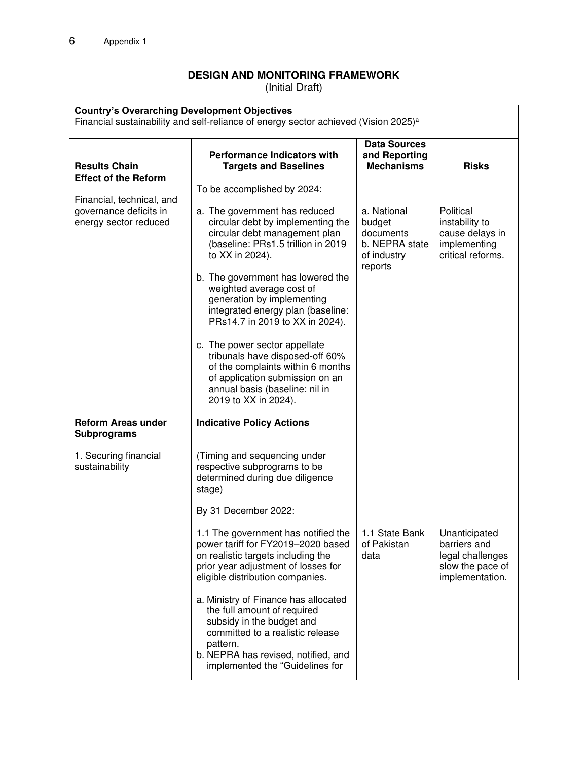## DESIGN AND MONITORING FRAMEWORK

(Initial Draft)

| Country's Overarching Development Objectives<br>Financial sustainability and self-reliance of energy sector achieved (Vision 2025)[a] | | | |
|---|---|---|---|
| **Results Chain** | **Performance Indicators with Targets and Baselines** | **Data Sources and Reporting Mechanisms** | **Risks** |
| **Effect of the Reform**<br><br>Financial, technical, and governance deficits in energy sector reduced | To be accomplished by 2024:<br><br>a. The government has reduced circular debt by implementing the circular debt management plan (baseline: PRs1.5 trillion in 2019 to XX in 2024).<br><br>b. The government has lowered the weighted average cost of generation by implementing integrated energy plan (baseline: PRs14.7 in 2019 to XX in 2024).<br><br>c. The power sector appellate tribunals have disposed-off 60% of the complaints within 6 months of application submission on an annual basis (baseline: nil in 2019 to XX in 2024). | a. National budget documents<br>b. NEPRA state of industry reports | Political instability to cause delays in implementing critical reforms. |
| **Reform Areas under Subprograms**<br><br>1. Securing financial sustainability | **Indicative Policy Actions**<br><br>(Timing and sequencing under respective subprograms to be determined during due diligence stage)<br><br>By 31 December 2022:<br><br>1.1 The government has notified the power tariff for FY2019–2020 based on realistic targets including the prior year adjustment of losses for eligible distribution companies.<br><br>a. Ministry of Finance has allocated the full amount of required subsidy in the budget and committed to a realistic release pattern.<br>b. NEPRA has revised, notified, and implemented the "Guidelines for | 1.1 State Bank of Pakistan data | Unanticipated barriers and legal challenges slow the pace of implementation. |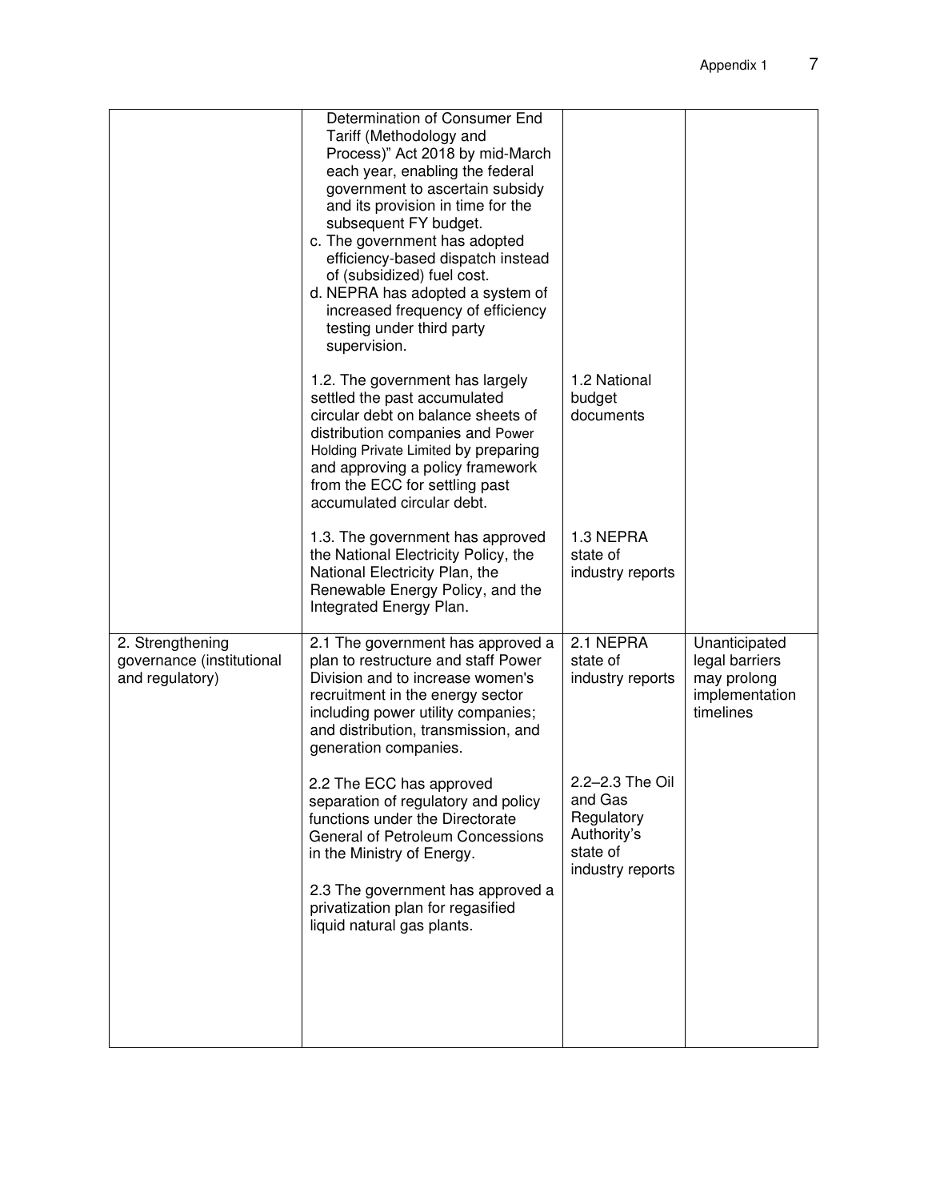| | | | |
|---|---|---|---|
| | Determination of Consumer End Tariff (Methodology and Process)" Act 2018 by mid-March each year, enabling the federal government to ascertain subsidy and its provision in time for the subsequent FY budget.<br>c. The government has adopted efficiency-based dispatch instead of (subsidized) fuel cost.<br>d. NEPRA has adopted a system of increased frequency of efficiency testing under third party supervision. | | |
| | 1.2. The government has largely settled the past accumulated circular debt on balance sheets of distribution companies and Power Holding Private Limited by preparing and approving a policy framework from the ECC for settling past accumulated circular debt. | 1.2 National budget documents | |
| | 1.3. The government has approved the National Electricity Policy, the National Electricity Plan, the Renewable Energy Policy, and the Integrated Energy Plan. | 1.3 NEPRA state of industry reports | |
| 2. Strengthening governance (institutional and regulatory) | 2.1 The government has approved a plan to restructure and staff Power Division and to increase women's recruitment in the energy sector including power utility companies; and distribution, transmission, and generation companies. | 2.1 NEPRA state of industry reports | Unanticipated legal barriers may prolong implementation timelines |
| | 2.2 The ECC has approved separation of regulatory and policy functions under the Directorate General of Petroleum Concessions in the Ministry of Energy.<br><br>2.3 The government has approved a privatization plan for regasified liquid natural gas plants. | 2.2–2.3 The Oil and Gas Regulatory Authority's state of industry reports | |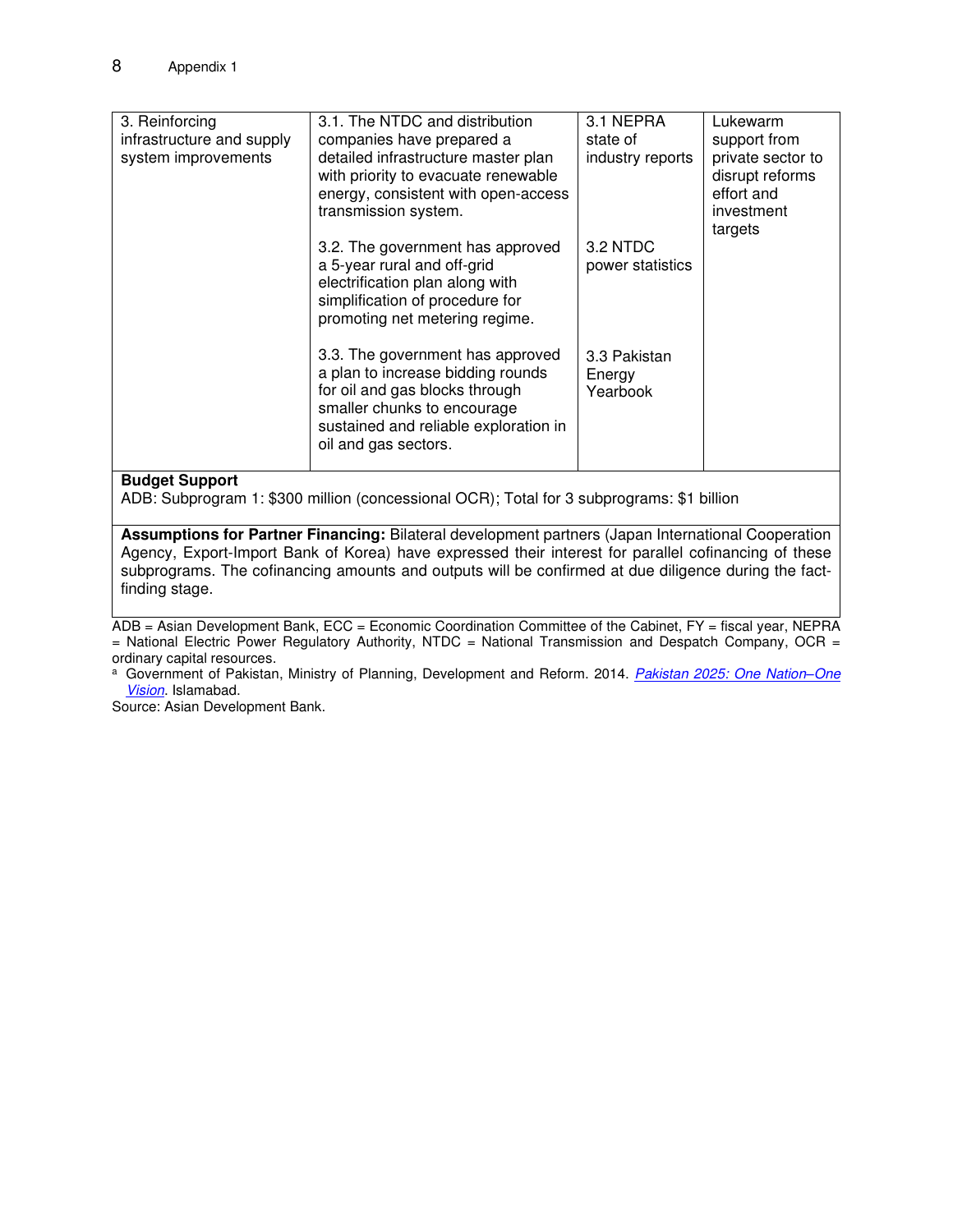| 3. Reinforcing infrastructure and supply system improvements | 3.1. The NTDC and distribution companies have prepared a detailed infrastructure master plan with priority to evacuate renewable energy, consistent with open-access transmission system. | 3.1 NEPRA state of industry reports | Lukewarm support from private sector to disrupt reforms effort and investment targets |
|---|---|---|---|
| | 3.2. The government has approved a 5-year rural and off-grid electrification plan along with simplification of procedure for promoting net metering regime. | 3.2 NTDC power statistics | |
| | 3.3. The government has approved a plan to increase bidding rounds for oil and gas blocks through smaller chunks to encourage sustained and reliable exploration in oil and gas sectors. | 3.3 Pakistan Energy Yearbook | |

**Budget Support**
ADB: Subprogram 1: $300 million (concessional OCR); Total for 3 subprograms: $1 billion

**Assumptions for Partner Financing:** Bilateral development partners (Japan International Cooperation Agency, Export-Import Bank of Korea) have expressed their interest for parallel cofinancing of these subprograms. The cofinancing amounts and outputs will be confirmed at due diligence during the fact-finding stage.

ADB = Asian Development Bank, ECC = Economic Coordination Committee of the Cabinet, FY = fiscal year, NEPRA = National Electric Power Regulatory Authority, NTDC = National Transmission and Despatch Company, OCR = ordinary capital resources.

[a] Government of Pakistan, Ministry of Planning, Development and Reform. 2014. *Pakistan 2025: One Nation–One Vision*. Islamabad.

Source: Asian Development Bank.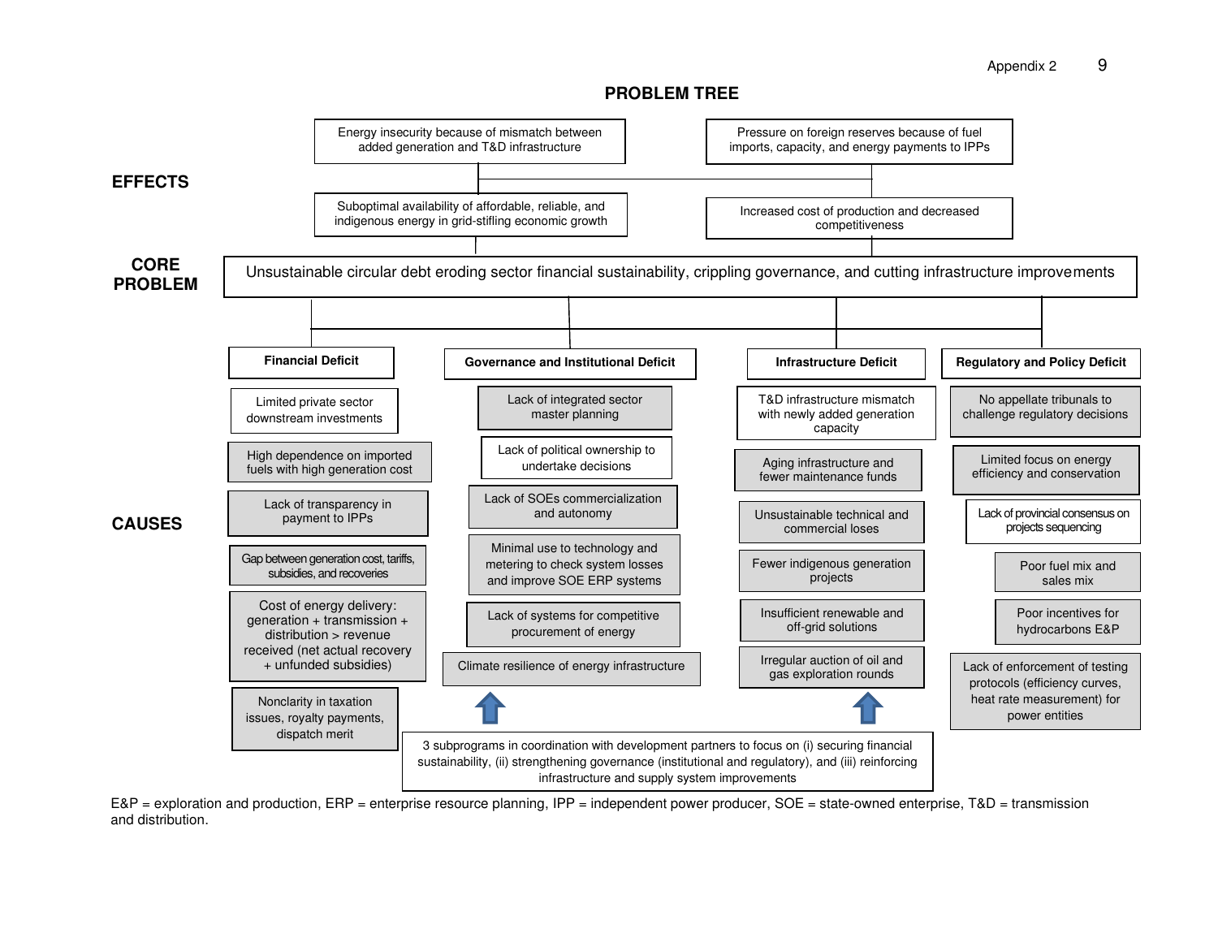## PROBLEM TREE

### EFFECTS

- Energy insecurity because of mismatch between added generation and T&D infrastructure
- Pressure on foreign reserves because of fuel imports, capacity, and energy payments to IPPs
- Suboptimal availability of affordable, reliable, and indigenous energy in grid-stifling economic growth
- Increased cost of production and decreased competitiveness

### CORE PROBLEM

Unsustainable circular debt eroding sector financial sustainability, crippling governance, and cutting infrastructure improvements

### CAUSES

**Financial Deficit**

- Limited private sector downstream investments
- High dependence on imported fuels with high generation cost
- Lack of transparency in payment to IPPs
- Gap between generation cost, tariffs, subsidies, and recoveries
- Cost of energy delivery: generation + transmission + distribution > revenue received (net actual recovery + unfunded subsidies)
- Nonclarity in taxation issues, royalty payments, dispatch merit

**Governance and Institutional Deficit**

- Lack of integrated sector master planning
- Lack of political ownership to undertake decisions
- Lack of SOEs commercialization and autonomy
- Minimal use to technology and metering to check system losses and improve SOE ERP systems
- Lack of systems for competitive procurement of energy
- Climate resilience of energy infrastructure

**Infrastructure Deficit**

- T&D infrastructure mismatch with newly added generation capacity
- Aging infrastructure and fewer maintenance funds
- Unsustainable technical and commercial loses
- Fewer indigenous generation projects
- Insufficient renewable and off-grid solutions
- Irregular auction of oil and gas exploration rounds

**Regulatory and Policy Deficit**

- No appellate tribunals to challenge regulatory decisions
- Limited focus on energy efficiency and conservation
- Lack of provincial consensus on projects sequencing
- Poor fuel mix and sales mix
- Poor incentives for hydrocarbons E&P
- Lack of enforcement of testing protocols (efficiency curves, heat rate measurement) for power entities

3 subprograms in coordination with development partners to focus on (i) securing financial sustainability, (ii) strengthening governance (institutional and regulatory), and (iii) reinforcing infrastructure and supply system improvements

E&P = exploration and production, ERP = enterprise resource planning, IPP = independent power producer, SOE = state-owned enterprise, T&D = transmission and distribution.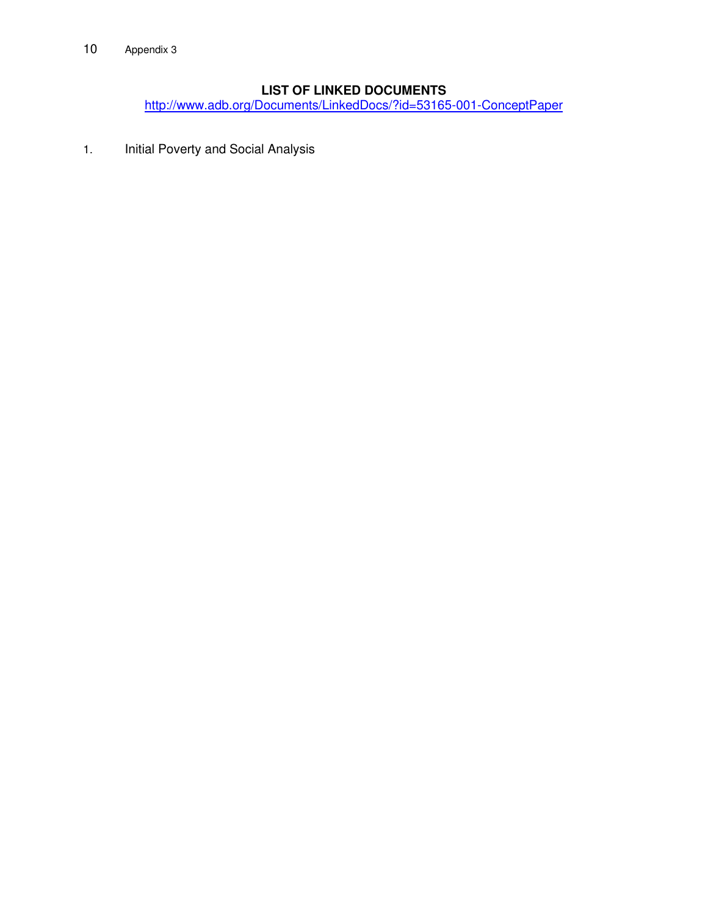## LIST OF LINKED DOCUMENTS

http://www.adb.org/Documents/LinkedDocs/?id=53165-001-ConceptPaper

1. Initial Poverty and Social Analysis